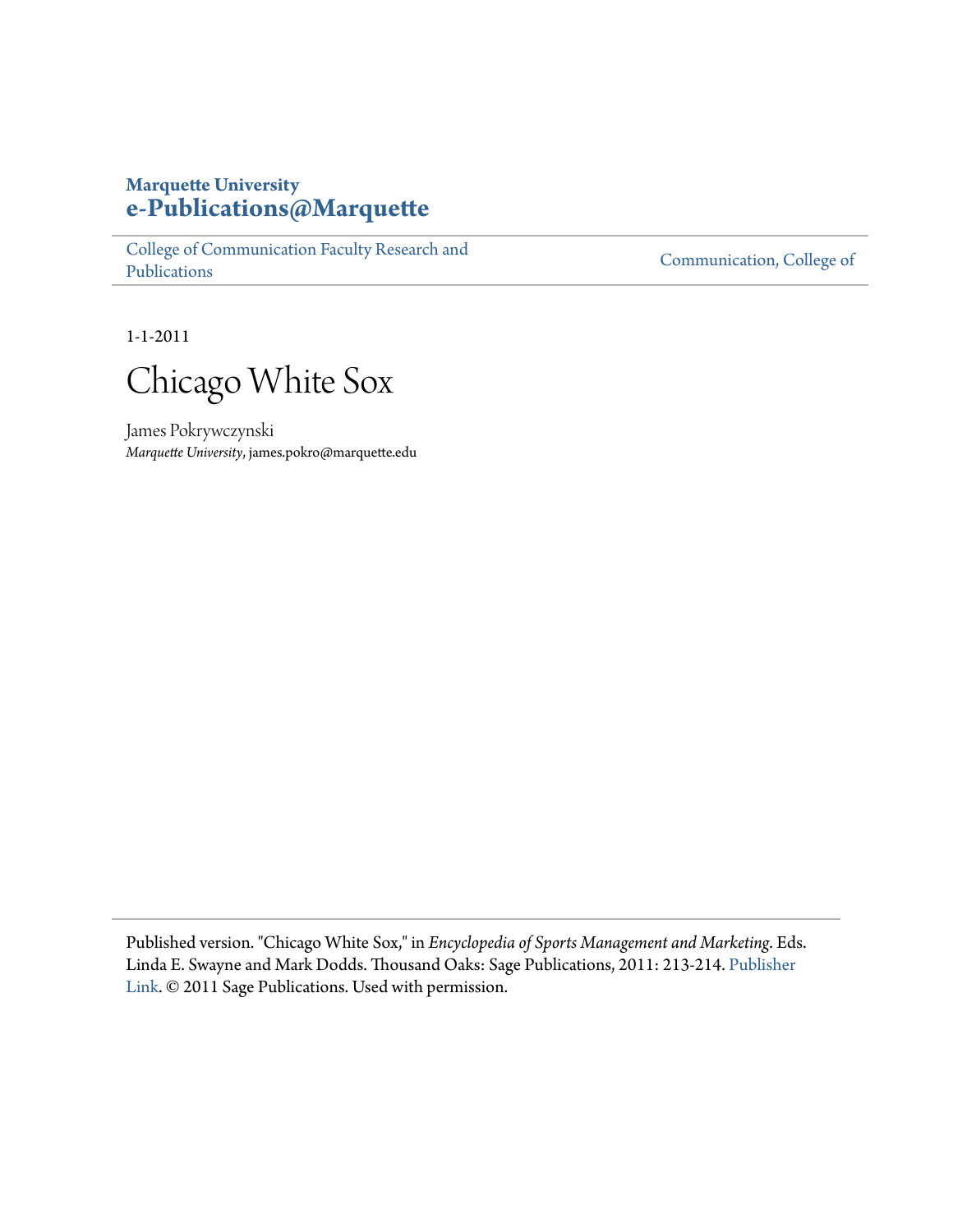**Marquette University**
**e-Publications@Marquette**

College of Communication Faculty Research and Publications | Communication, College of

1-1-2011

# Chicago White Sox

James Pokrywczynski
*Marquette University*, james.pokro@marquette.edu

Published version. "Chicago White Sox," in *Encyclopedia of Sports Management and Marketing*. Eds. Linda E. Swayne and Mark Dodds. Thousand Oaks: Sage Publications, 2011: 213-214. Publisher Link. © 2011 Sage Publications. Used with permission.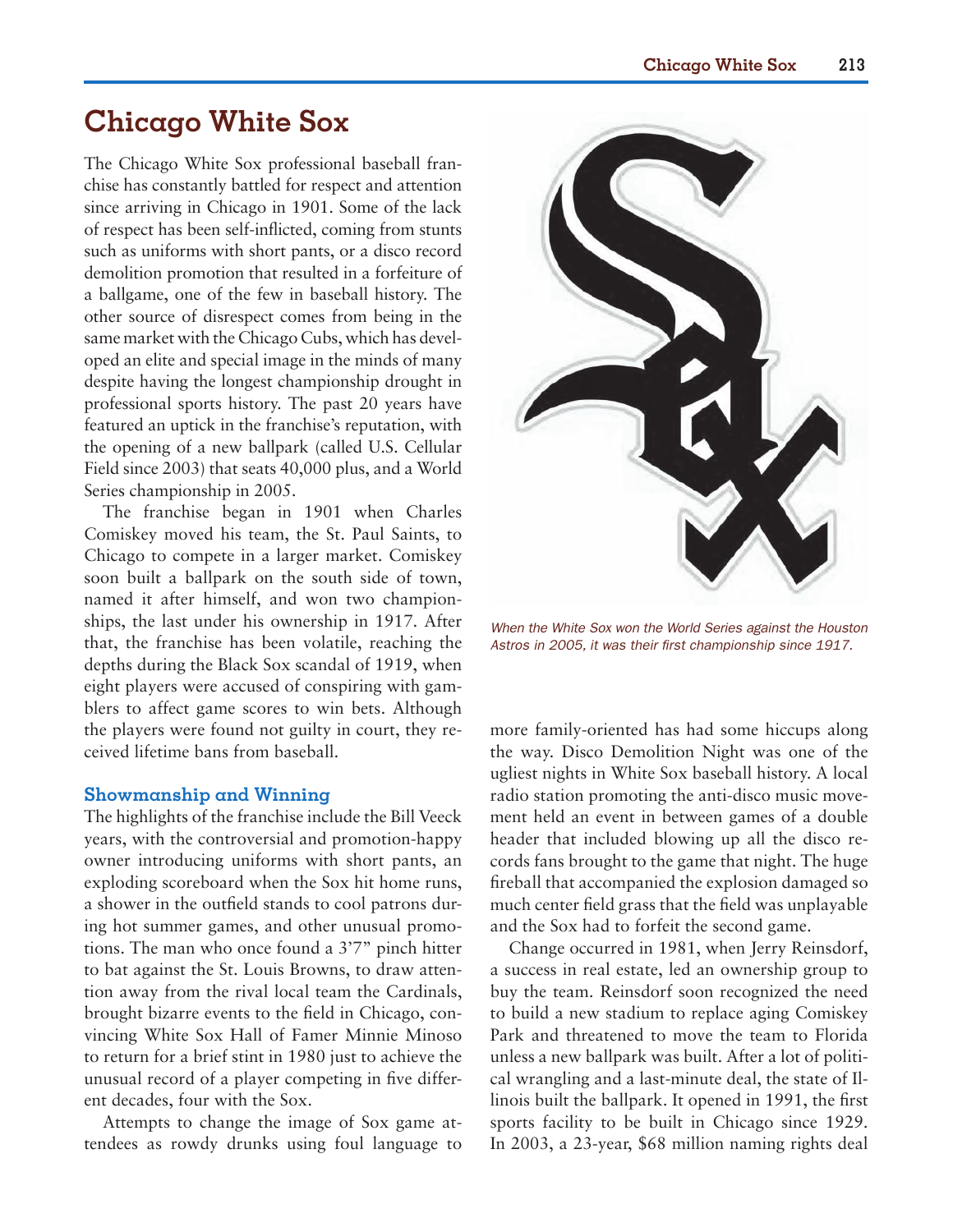# Chicago White Sox

The Chicago White Sox professional baseball franchise has constantly battled for respect and attention since arriving in Chicago in 1901. Some of the lack of respect has been self-inflicted, coming from stunts such as uniforms with short pants, or a disco record demolition promotion that resulted in a forfeiture of a ballgame, one of the few in baseball history. The other source of disrespect comes from being in the same market with the Chicago Cubs, which has developed an elite and special image in the minds of many despite having the longest championship drought in professional sports history. The past 20 years have featured an uptick in the franchise's reputation, with the opening of a new ballpark (called U.S. Cellular Field since 2003) that seats 40,000 plus, and a World Series championship in 2005.

The franchise began in 1901 when Charles Comiskey moved his team, the St. Paul Saints, to Chicago to compete in a larger market. Comiskey soon built a ballpark on the south side of town, named it after himself, and won two championships, the last under his ownership in 1917. After that, the franchise has been volatile, reaching the depths during the Black Sox scandal of 1919, when eight players were accused of conspiring with gamblers to affect game scores to win bets. Although the players were found not guilty in court, they received lifetime bans from baseball.

*When the White Sox won the World Series against the Houston Astros in 2005, it was their first championship since 1917.*

## Showmanship and Winning

The highlights of the franchise include the Bill Veeck years, with the controversial and promotion-happy owner introducing uniforms with short pants, an exploding scoreboard when the Sox hit home runs, a shower in the outfield stands to cool patrons during hot summer games, and other unusual promotions. The man who once found a 3'7" pinch hitter to bat against the St. Louis Browns, to draw attention away from the rival local team the Cardinals, brought bizarre events to the field in Chicago, convincing White Sox Hall of Famer Minnie Minoso to return for a brief stint in 1980 just to achieve the unusual record of a player competing in five different decades, four with the Sox.

Attempts to change the image of Sox game attendees as rowdy drunks using foul language to more family-oriented has had some hiccups along the way. Disco Demolition Night was one of the ugliest nights in White Sox baseball history. A local radio station promoting the anti-disco music movement held an event in between games of a double header that included blowing up all the disco records fans brought to the game that night. The huge fireball that accompanied the explosion damaged so much center field grass that the field was unplayable and the Sox had to forfeit the second game.

Change occurred in 1981, when Jerry Reinsdorf, a success in real estate, led an ownership group to buy the team. Reinsdorf soon recognized the need to build a new stadium to replace aging Comiskey Park and threatened to move the team to Florida unless a new ballpark was built. After a lot of political wrangling and a last-minute deal, the state of Illinois built the ballpark. It opened in 1991, the first sports facility to be built in Chicago since 1929. In 2003, a 23-year, $68 million naming rights deal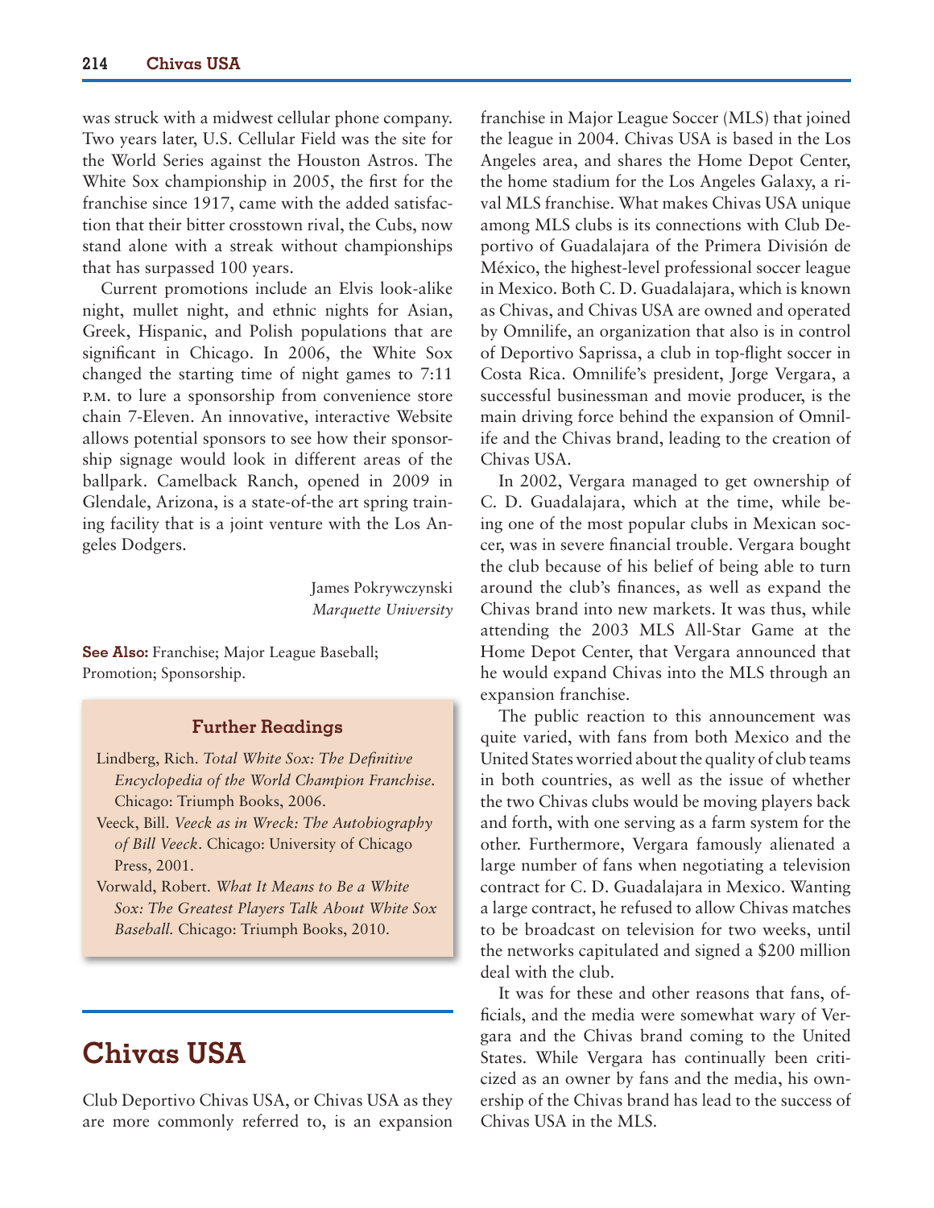was struck with a midwest cellular phone company. Two years later, U.S. Cellular Field was the site for the World Series against the Houston Astros. The White Sox championship in 2005, the first for the franchise since 1917, came with the added satisfaction that their bitter crosstown rival, the Cubs, now stand alone with a streak without championships that has surpassed 100 years.

Current promotions include an Elvis look-alike night, mullet night, and ethnic nights for Asian, Greek, Hispanic, and Polish populations that are significant in Chicago. In 2006, the White Sox changed the starting time of night games to 7:11 P.M. to lure a sponsorship from convenience store chain 7-Eleven. An innovative, interactive Website allows potential sponsors to see how their sponsorship signage would look in different areas of the ballpark. Camelback Ranch, opened in 2009 in Glendale, Arizona, is a state-of-the art spring training facility that is a joint venture with the Los Angeles Dodgers.

James Pokrywczynski
*Marquette University*

**See Also:** Franchise; Major League Baseball; Promotion; Sponsorship.

**Further Readings**

Lindberg, Rich. *Total White Sox: The Definitive Encyclopedia of the World Champion Franchise.* Chicago: Triumph Books, 2006.

Veeck, Bill. *Veeck as in Wreck: The Autobiography of Bill Veeck*. Chicago: University of Chicago Press, 2001.

Vorwald, Robert. *What It Means to Be a White Sox: The Greatest Players Talk About White Sox Baseball.* Chicago: Triumph Books, 2010.

# Chivas USA

Club Deportivo Chivas USA, or Chivas USA as they are more commonly referred to, is an expansion franchise in Major League Soccer (MLS) that joined the league in 2004. Chivas USA is based in the Los Angeles area, and shares the Home Depot Center, the home stadium for the Los Angeles Galaxy, a rival MLS franchise. What makes Chivas USA unique among MLS clubs is its connections with Club Deportivo of Guadalajara of the Primera División de México, the highest-level professional soccer league in Mexico. Both C. D. Guadalajara, which is known as Chivas, and Chivas USA are owned and operated by Omnilife, an organization that also is in control of Deportivo Saprissa, a club in top-flight soccer in Costa Rica. Omnilife's president, Jorge Vergara, a successful businessman and movie producer, is the main driving force behind the expansion of Omnilife and the Chivas brand, leading to the creation of Chivas USA.

In 2002, Vergara managed to get ownership of C. D. Guadalajara, which at the time, while being one of the most popular clubs in Mexican soccer, was in severe financial trouble. Vergara bought the club because of his belief of being able to turn around the club's finances, as well as expand the Chivas brand into new markets. It was thus, while attending the 2003 MLS All-Star Game at the Home Depot Center, that Vergara announced that he would expand Chivas into the MLS through an expansion franchise.

The public reaction to this announcement was quite varied, with fans from both Mexico and the United States worried about the quality of club teams in both countries, as well as the issue of whether the two Chivas clubs would be moving players back and forth, with one serving as a farm system for the other. Furthermore, Vergara famously alienated a large number of fans when negotiating a television contract for C. D. Guadalajara in Mexico. Wanting a large contract, he refused to allow Chivas matches to be broadcast on television for two weeks, until the networks capitulated and signed a $200 million deal with the club.

It was for these and other reasons that fans, officials, and the media were somewhat wary of Vergara and the Chivas brand coming to the United States. While Vergara has continually been criticized as an owner by fans and the media, his ownership of the Chivas brand has lead to the success of Chivas USA in the MLS.